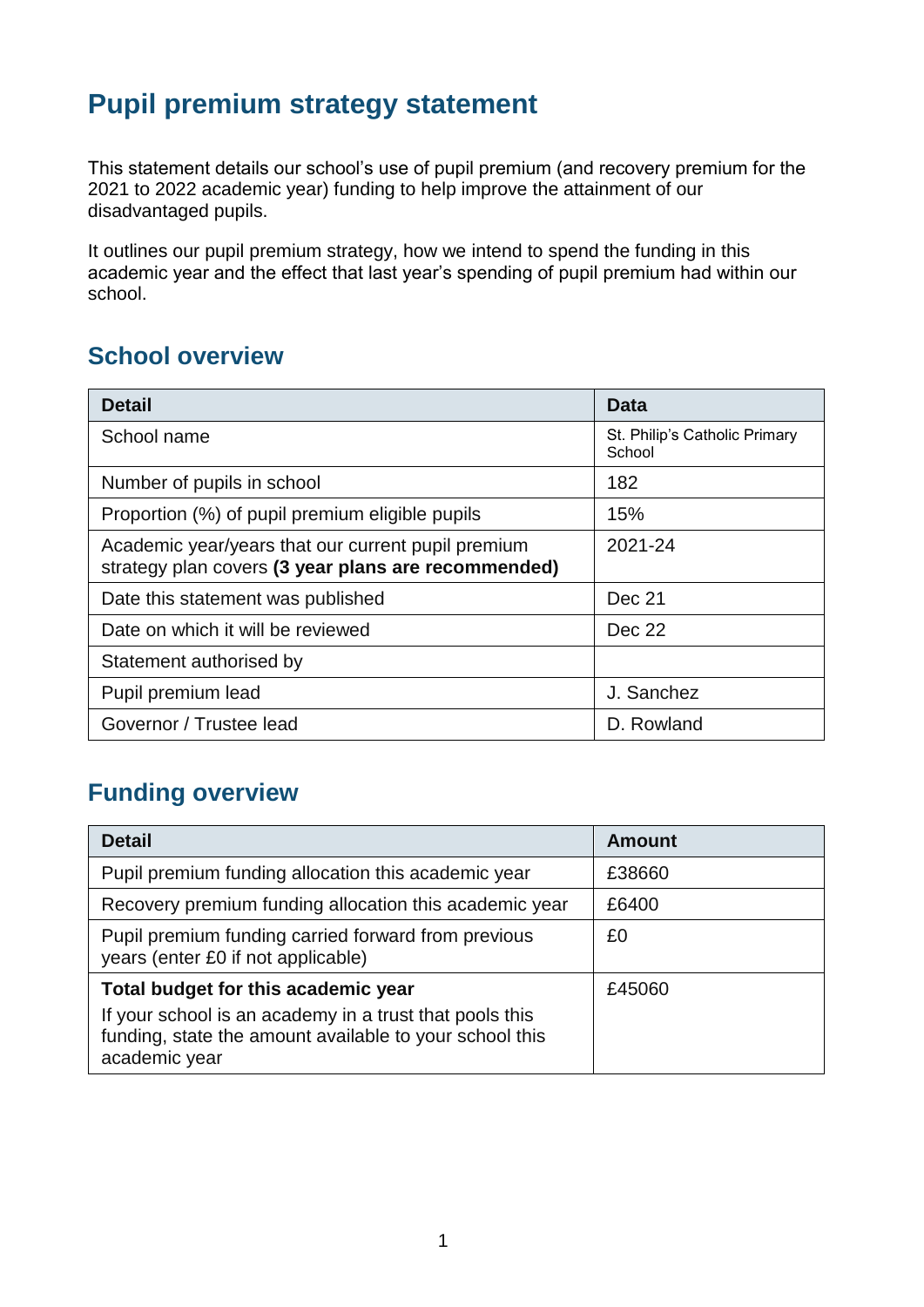# Pupil premium strategy statement

This statement details our school's use of pupil premium (and recovery premium for the 2021 to 2022 academic year) funding to help improve the attainment of our disadvantaged pupils.

It outlines our pupil premium strategy, how we intend to spend the funding in this academic year and the effect that last year's spending of pupil premium had within our school.

## School overview

| Detail | Data |
| --- | --- |
| School name | St. Philip's Catholic Primary School |
| Number of pupils in school | 182 |
| Proportion (%) of pupil premium eligible pupils | 15% |
| Academic year/years that our current pupil premium strategy plan covers **(3 year plans are recommended)** | 2021-24 |
| Date this statement was published | Dec 21 |
| Date on which it will be reviewed | Dec 22 |
| Statement authorised by | |
| Pupil premium lead | J. Sanchez |
| Governor / Trustee lead | D. Rowland |

## Funding overview

| Detail | Amount |
| --- | --- |
| Pupil premium funding allocation this academic year | £38660 |
| Recovery premium funding allocation this academic year | £6400 |
| Pupil premium funding carried forward from previous years (enter £0 if not applicable) | £0 |
| **Total budget for this academic year** If your school is an academy in a trust that pools this funding, state the amount available to your school this academic year | £45060 |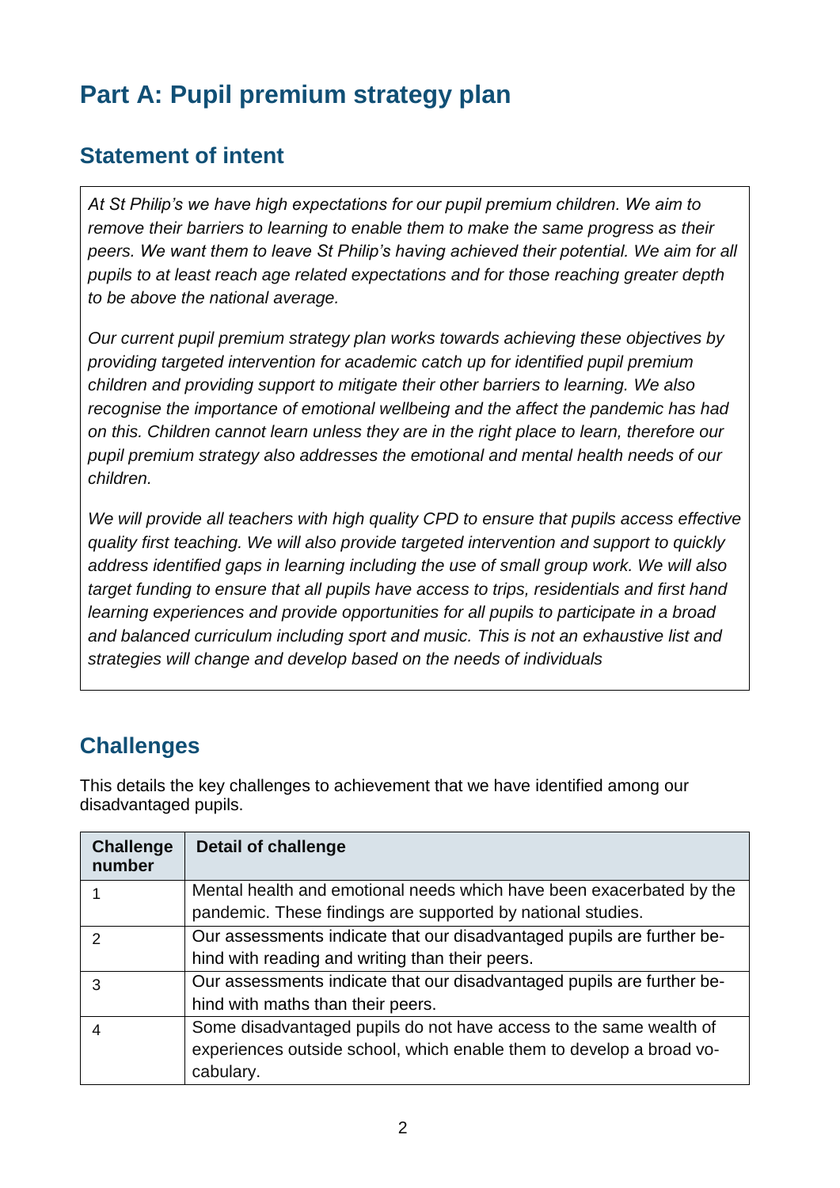# Part A: Pupil premium strategy plan

## Statement of intent

*At St Philip's we have high expectations for our pupil premium children. We aim to remove their barriers to learning to enable them to make the same progress as their peers. We want them to leave St Philip's having achieved their potential. We aim for all pupils to at least reach age related expectations and for those reaching greater depth to be above the national average.*

*Our current pupil premium strategy plan works towards achieving these objectives by providing targeted intervention for academic catch up for identified pupil premium children and providing support to mitigate their other barriers to learning. We also recognise the importance of emotional wellbeing and the affect the pandemic has had on this. Children cannot learn unless they are in the right place to learn, therefore our pupil premium strategy also addresses the emotional and mental health needs of our children.*

*We will provide all teachers with high quality CPD to ensure that pupils access effective quality first teaching. We will also provide targeted intervention and support to quickly address identified gaps in learning including the use of small group work. We will also target funding to ensure that all pupils have access to trips, residentials and first hand learning experiences and provide opportunities for all pupils to participate in a broad and balanced curriculum including sport and music. This is not an exhaustive list and strategies will change and develop based on the needs of individuals*

## Challenges

This details the key challenges to achievement that we have identified among our disadvantaged pupils.

| Challenge number | Detail of challenge |
|---|---|
| 1 | Mental health and emotional needs which have been exacerbated by the pandemic. These findings are supported by national studies. |
| 2 | Our assessments indicate that our disadvantaged pupils are further behind with reading and writing than their peers. |
| 3 | Our assessments indicate that our disadvantaged pupils are further behind with maths than their peers. |
| 4 | Some disadvantaged pupils do not have access to the same wealth of experiences outside school, which enable them to develop a broad vocabulary. |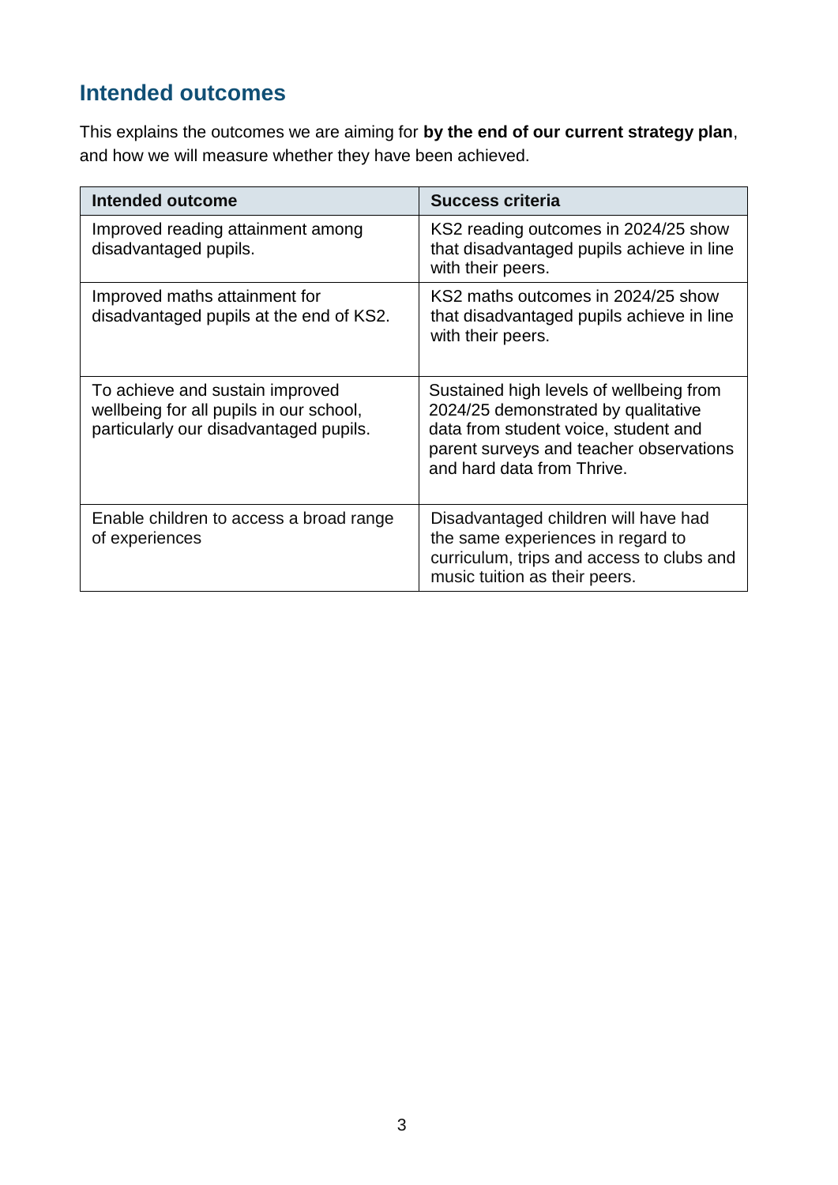## Intended outcomes

This explains the outcomes we are aiming for **by the end of our current strategy plan**, and how we will measure whether they have been achieved.

| Intended outcome | Success criteria |
|---|---|
| Improved reading attainment among disadvantaged pupils. | KS2 reading outcomes in 2024/25 show that disadvantaged pupils achieve in line with their peers. |
| Improved maths attainment for disadvantaged pupils at the end of KS2. | KS2 maths outcomes in 2024/25 show that disadvantaged pupils achieve in line with their peers. |
| To achieve and sustain improved wellbeing for all pupils in our school, particularly our disadvantaged pupils. | Sustained high levels of wellbeing from 2024/25 demonstrated by qualitative data from student voice, student and parent surveys and teacher observations and hard data from Thrive. |
| Enable children to access a broad range of experiences | Disadvantaged children will have had the same experiences in regard to curriculum, trips and access to clubs and music tuition as their peers. |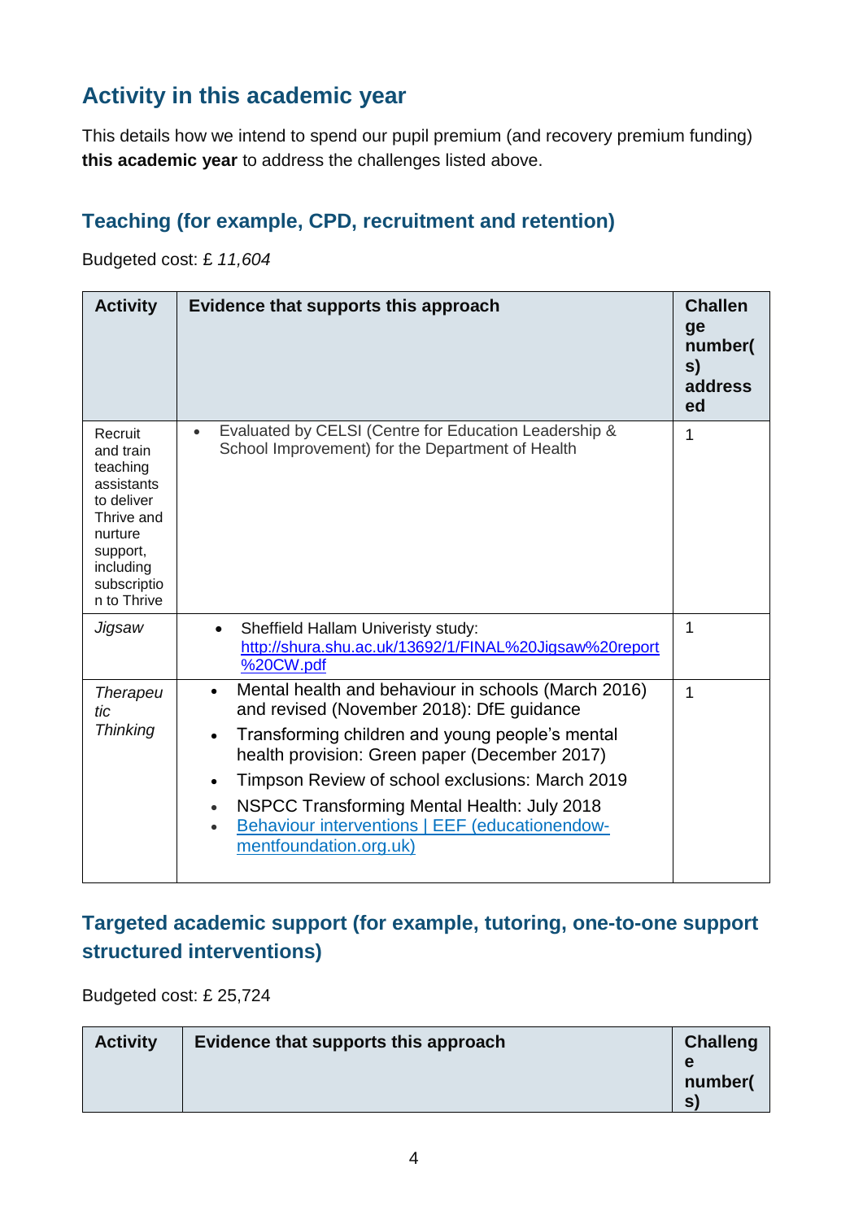## Activity in this academic year

This details how we intend to spend our pupil premium (and recovery premium funding) **this academic year** to address the challenges listed above.

### Teaching (for example, CPD, recruitment and retention)

Budgeted cost: £ *11,604*

| Activity | Evidence that supports this approach | Challenge number(s) addressed |
|---|---|---|
| Recruit and train teaching assistants to deliver Thrive and nurture support, including subscription to Thrive | • Evaluated by CELSI (Centre for Education Leadership & School Improvement) for the Department of Health | 1 |
| *Jigsaw* | • Sheffield Hallam Univeristy study: [http://shura.shu.ac.uk/13692/1/FINAL%20Jigsaw%20report%20CW.pdf](http://shura.shu.ac.uk/13692/1/FINAL%20Jigsaw%20report%20CW.pdf) | 1 |
| *Therapeutic Thinking* | • Mental health and behaviour in schools (March 2016) and revised (November 2018): DfE guidance<br>• Transforming children and young people's mental health provision: Green paper (December 2017)<br>• Timpson Review of school exclusions: March 2019<br>• NSPCC Transforming Mental Health: July 2018<br>• Behaviour interventions \| EEF (educationendowmentfoundation.org.uk) | 1 |

### Targeted academic support (for example, tutoring, one-to-one support structured interventions)

Budgeted cost: £ 25,724

| Activity | Evidence that supports this approach | Challenge number(s) |
|---|---|---|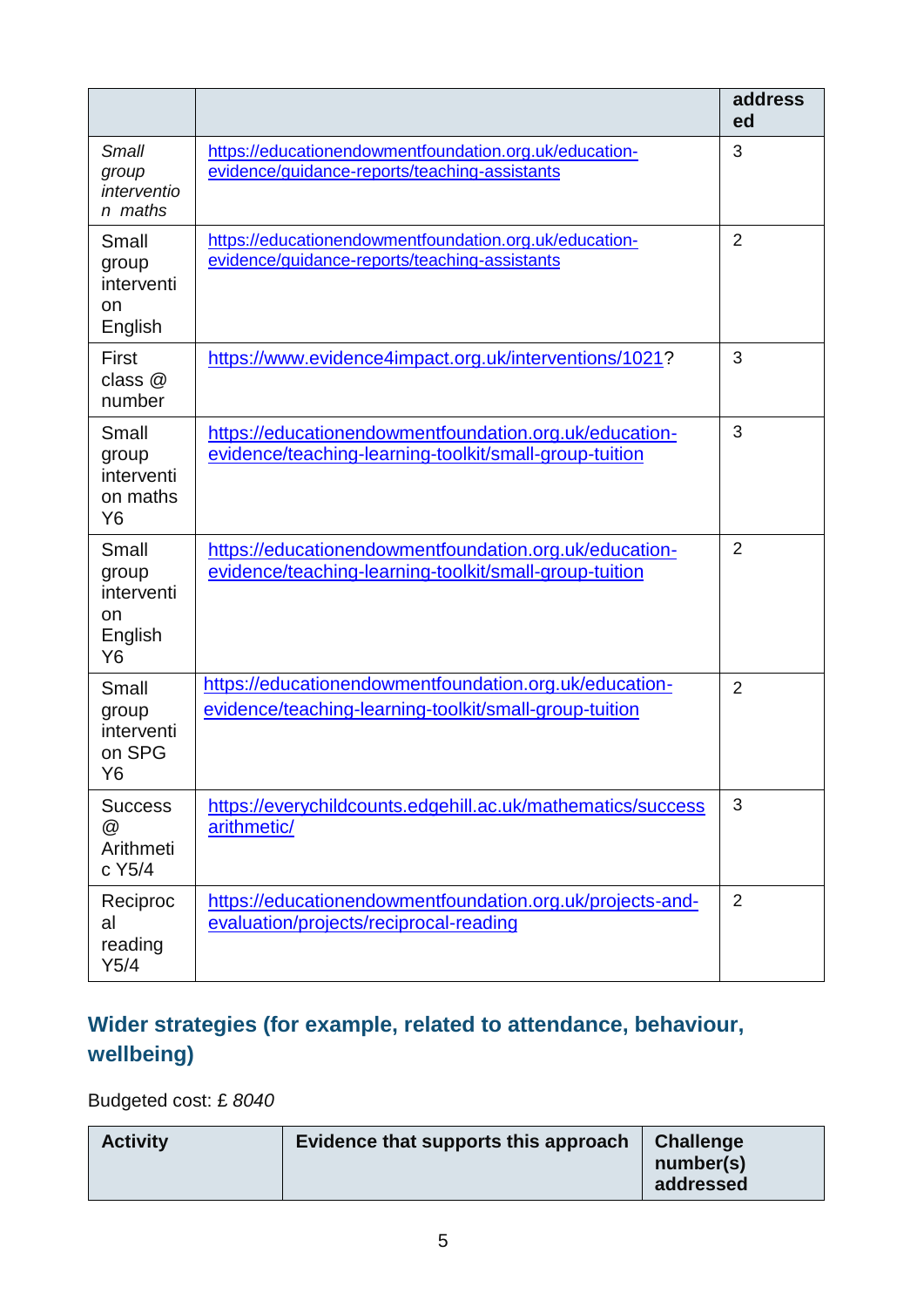| | | addressed |
|---|---|---|
| *Small group intervention maths* | https://educationendowmentfoundation.org.uk/education-evidence/guidance-reports/teaching-assistants | 3 |
| Small group intervention English | https://educationendowmentfoundation.org.uk/education-evidence/guidance-reports/teaching-assistants | 2 |
| First class @ number | https://www.evidence4impact.org.uk/interventions/1021? | 3 |
| Small group intervention maths Y6 | https://educationendowmentfoundation.org.uk/education-evidence/teaching-learning-toolkit/small-group-tuition | 3 |
| Small group intervention English Y6 | https://educationendowmentfoundation.org.uk/education-evidence/teaching-learning-toolkit/small-group-tuition | 2 |
| Small group intervention SPG Y6 | https://educationendowmentfoundation.org.uk/education-evidence/teaching-learning-toolkit/small-group-tuition | 2 |
| Success @ Arithmetic Y5/4 | https://everychildcounts.edgehill.ac.uk/mathematics/success arithmetic/ | 3 |
| Reciprocal reading Y5/4 | https://educationendowmentfoundation.org.uk/projects-and-evaluation/projects/reciprocal-reading | 2 |

## Wider strategies (for example, related to attendance, behaviour, wellbeing)

Budgeted cost: £ *8040*

| Activity | Evidence that supports this approach | Challenge number(s) addressed |
|---|---|---|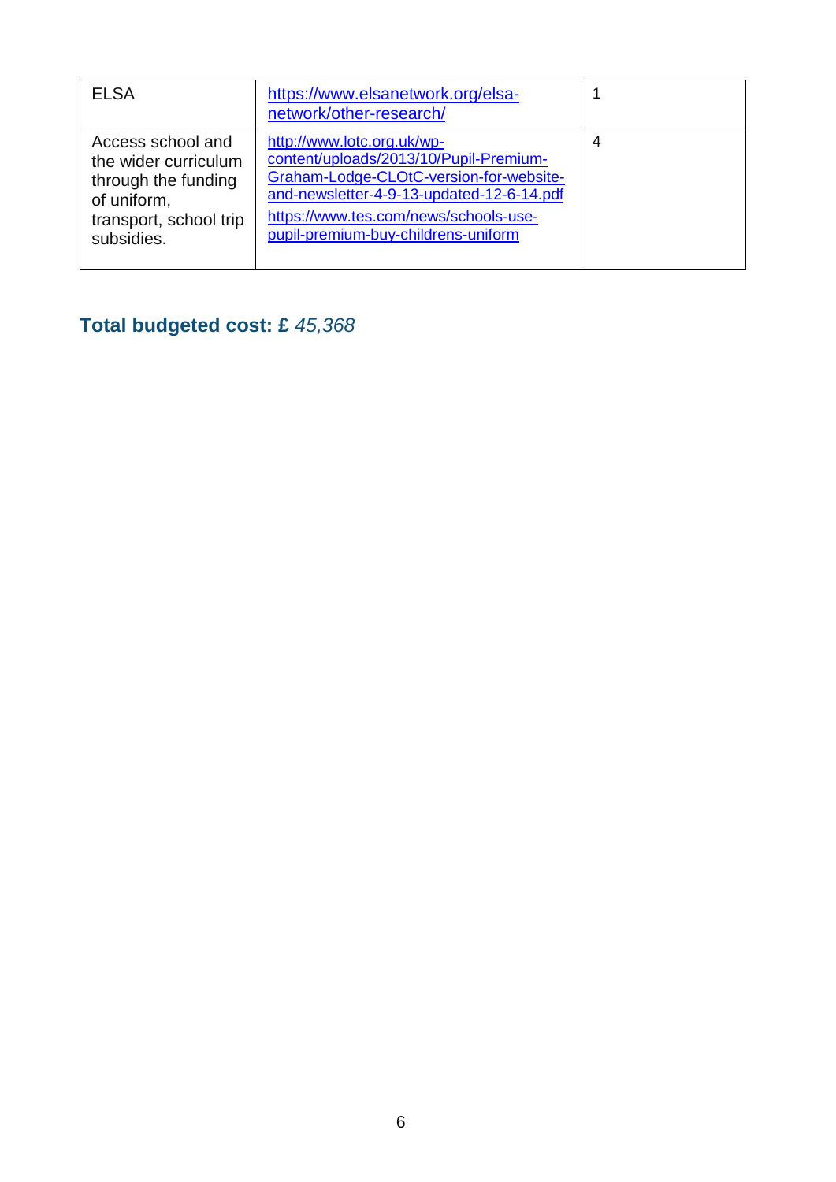| ELSA | https://www.elsanetwork.org/elsa-network/other-research/ | 1 |
|---|---|---|
| Access school and the wider curriculum through the funding of uniform, transport, school trip subsidies. | http://www.lotc.org.uk/wp-content/uploads/2013/10/Pupil-Premium-Graham-Lodge-CLOtC-version-for-website-and-newsletter-4-9-13-updated-12-6-14.pdf <br> https://www.tes.com/news/schools-use-pupil-premium-buy-childrens-uniform | 4 |

**Total budgeted cost: £** *45,368*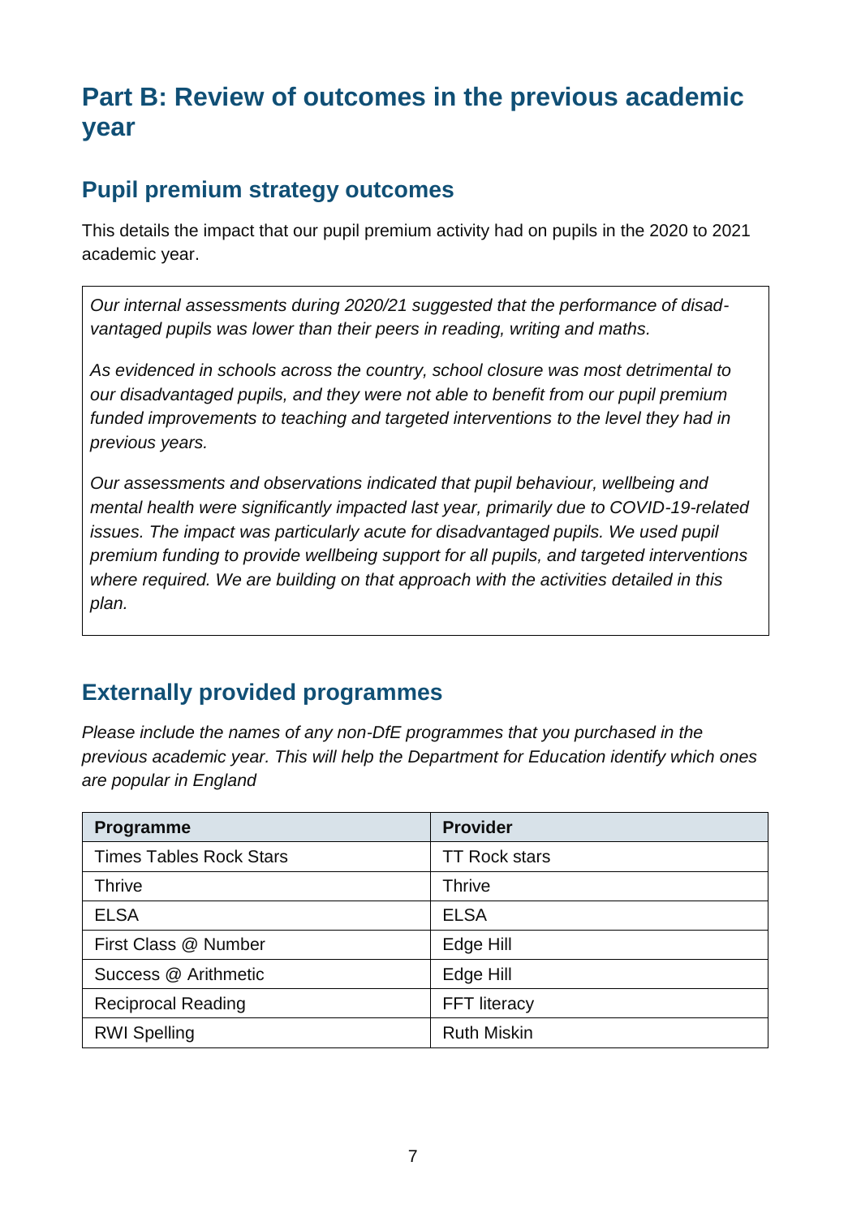# Part B: Review of outcomes in the previous academic year

## Pupil premium strategy outcomes

This details the impact that our pupil premium activity had on pupils in the 2020 to 2021 academic year.

*Our internal assessments during 2020/21 suggested that the performance of disadvantaged pupils was lower than their peers in reading, writing and maths.*

*As evidenced in schools across the country, school closure was most detrimental to our disadvantaged pupils, and they were not able to benefit from our pupil premium funded improvements to teaching and targeted interventions to the level they had in previous years.*

*Our assessments and observations indicated that pupil behaviour, wellbeing and mental health were significantly impacted last year, primarily due to COVID-19-related issues. The impact was particularly acute for disadvantaged pupils. We used pupil premium funding to provide wellbeing support for all pupils, and targeted interventions where required. We are building on that approach with the activities detailed in this plan.*

## Externally provided programmes

*Please include the names of any non-DfE programmes that you purchased in the previous academic year. This will help the Department for Education identify which ones are popular in England*

| Programme | Provider |
|---|---|
| Times Tables Rock Stars | TT Rock stars |
| Thrive | Thrive |
| ELSA | ELSA |
| First Class @ Number | Edge Hill |
| Success @ Arithmetic | Edge Hill |
| Reciprocal Reading | FFT literacy |
| RWI Spelling | Ruth Miskin |